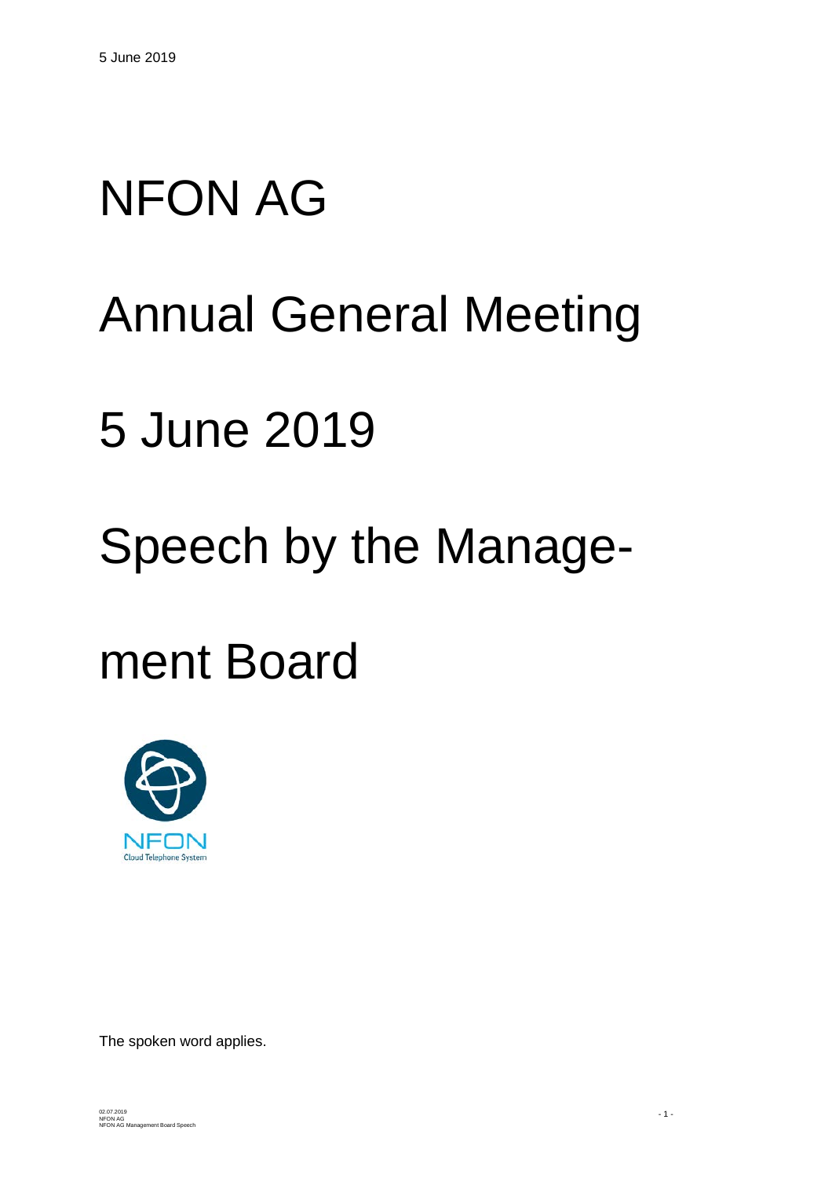5 June 2019

# NFON AG

# Annual General Meeting

# 5 June 2019

# Speech by the Management Board

NFON
Cloud Telephone System

The spoken word applies.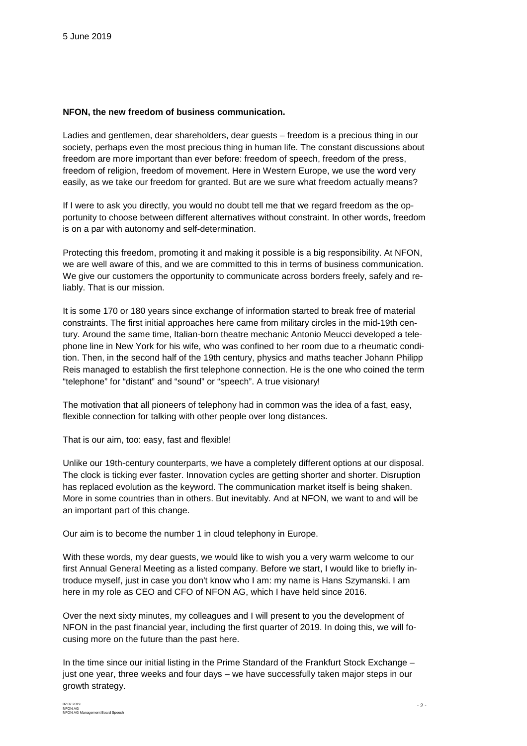5 June 2019

**NFON, the new freedom of business communication.**

Ladies and gentlemen, dear shareholders, dear guests – freedom is a precious thing in our society, perhaps even the most precious thing in human life. The constant discussions about freedom are more important than ever before: freedom of speech, freedom of the press, freedom of religion, freedom of movement. Here in Western Europe, we use the word very easily, as we take our freedom for granted. But are we sure what freedom actually means?

If I were to ask you directly, you would no doubt tell me that we regard freedom as the opportunity to choose between different alternatives without constraint. In other words, freedom is on a par with autonomy and self-determination.

Protecting this freedom, promoting it and making it possible is a big responsibility. At NFON, we are well aware of this, and we are committed to this in terms of business communication. We give our customers the opportunity to communicate across borders freely, safely and reliably. That is our mission.

It is some 170 or 180 years since exchange of information started to break free of material constraints. The first initial approaches here came from military circles in the mid-19th century. Around the same time, Italian-born theatre mechanic Antonio Meucci developed a telephone line in New York for his wife, who was confined to her room due to a rheumatic condition. Then, in the second half of the 19th century, physics and maths teacher Johann Philipp Reis managed to establish the first telephone connection. He is the one who coined the term "telephone" for "distant" and "sound" or "speech". A true visionary!

The motivation that all pioneers of telephony had in common was the idea of a fast, easy, flexible connection for talking with other people over long distances.

That is our aim, too: easy, fast and flexible!

Unlike our 19th-century counterparts, we have a completely different options at our disposal. The clock is ticking ever faster. Innovation cycles are getting shorter and shorter. Disruption has replaced evolution as the keyword. The communication market itself is being shaken. More in some countries than in others. But inevitably. And at NFON, we want to and will be an important part of this change.

Our aim is to become the number 1 in cloud telephony in Europe.

With these words, my dear guests, we would like to wish you a very warm welcome to our first Annual General Meeting as a listed company. Before we start, I would like to briefly introduce myself, just in case you don't know who I am: my name is Hans Szymanski. I am here in my role as CEO and CFO of NFON AG, which I have held since 2016.

Over the next sixty minutes, my colleagues and I will present to you the development of NFON in the past financial year, including the first quarter of 2019. In doing this, we will focusing more on the future than the past here.

In the time since our initial listing in the Prime Standard of the Frankfurt Stock Exchange – just one year, three weeks and four days – we have successfully taken major steps in our growth strategy.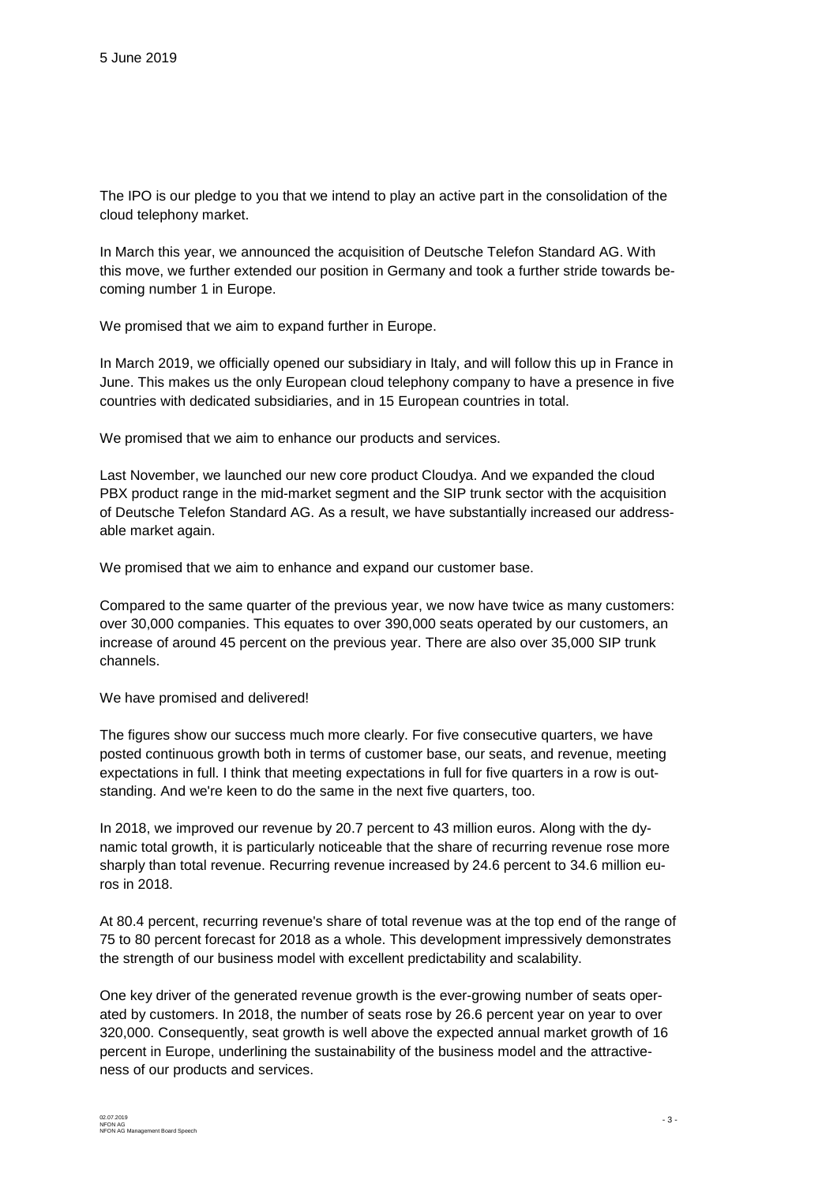The IPO is our pledge to you that we intend to play an active part in the consolidation of the cloud telephony market.

In March this year, we announced the acquisition of Deutsche Telefon Standard AG. With this move, we further extended our position in Germany and took a further stride towards becoming number 1 in Europe.

We promised that we aim to expand further in Europe.

In March 2019, we officially opened our subsidiary in Italy, and will follow this up in France in June. This makes us the only European cloud telephony company to have a presence in five countries with dedicated subsidiaries, and in 15 European countries in total.

We promised that we aim to enhance our products and services.

Last November, we launched our new core product Cloudya. And we expanded the cloud PBX product range in the mid-market segment and the SIP trunk sector with the acquisition of Deutsche Telefon Standard AG. As a result, we have substantially increased our addressable market again.

We promised that we aim to enhance and expand our customer base.

Compared to the same quarter of the previous year, we now have twice as many customers: over 30,000 companies. This equates to over 390,000 seats operated by our customers, an increase of around 45 percent on the previous year. There are also over 35,000 SIP trunk channels.

We have promised and delivered!

The figures show our success much more clearly. For five consecutive quarters, we have posted continuous growth both in terms of customer base, our seats, and revenue, meeting expectations in full. I think that meeting expectations in full for five quarters in a row is outstanding. And we're keen to do the same in the next five quarters, too.

In 2018, we improved our revenue by 20.7 percent to 43 million euros. Along with the dynamic total growth, it is particularly noticeable that the share of recurring revenue rose more sharply than total revenue. Recurring revenue increased by 24.6 percent to 34.6 million euros in 2018.

At 80.4 percent, recurring revenue's share of total revenue was at the top end of the range of 75 to 80 percent forecast for 2018 as a whole. This development impressively demonstrates the strength of our business model with excellent predictability and scalability.

One key driver of the generated revenue growth is the ever-growing number of seats operated by customers. In 2018, the number of seats rose by 26.6 percent year on year to over 320,000. Consequently, seat growth is well above the expected annual market growth of 16 percent in Europe, underlining the sustainability of the business model and the attractiveness of our products and services.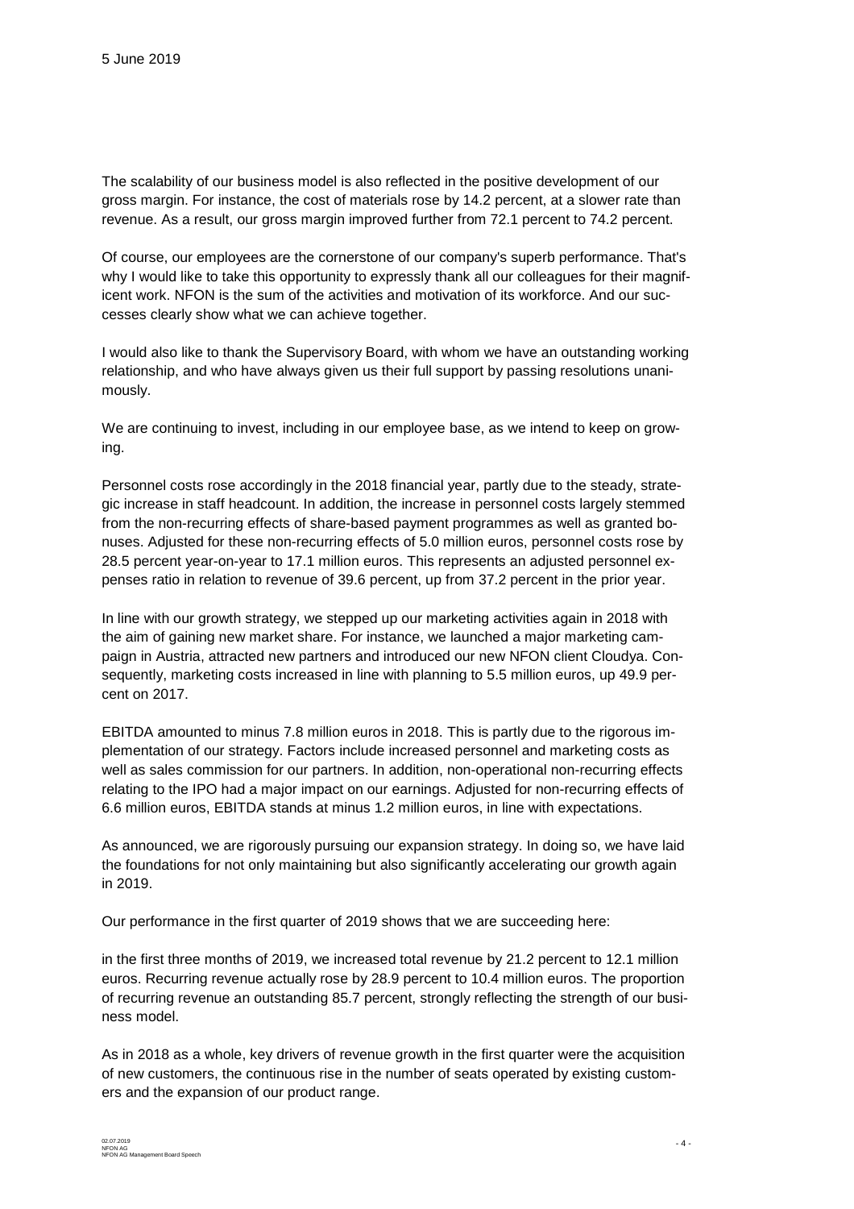The scalability of our business model is also reflected in the positive development of our gross margin. For instance, the cost of materials rose by 14.2 percent, at a slower rate than revenue. As a result, our gross margin improved further from 72.1 percent to 74.2 percent.

Of course, our employees are the cornerstone of our company's superb performance. That's why I would like to take this opportunity to expressly thank all our colleagues for their magnificent work. NFON is the sum of the activities and motivation of its workforce. And our successes clearly show what we can achieve together.

I would also like to thank the Supervisory Board, with whom we have an outstanding working relationship, and who have always given us their full support by passing resolutions unanimously.

We are continuing to invest, including in our employee base, as we intend to keep on growing.

Personnel costs rose accordingly in the 2018 financial year, partly due to the steady, strategic increase in staff headcount. In addition, the increase in personnel costs largely stemmed from the non-recurring effects of share-based payment programmes as well as granted bonuses. Adjusted for these non-recurring effects of 5.0 million euros, personnel costs rose by 28.5 percent year-on-year to 17.1 million euros. This represents an adjusted personnel expenses ratio in relation to revenue of 39.6 percent, up from 37.2 percent in the prior year.

In line with our growth strategy, we stepped up our marketing activities again in 2018 with the aim of gaining new market share. For instance, we launched a major marketing campaign in Austria, attracted new partners and introduced our new NFON client Cloudya. Consequently, marketing costs increased in line with planning to 5.5 million euros, up 49.9 percent on 2017.

EBITDA amounted to minus 7.8 million euros in 2018. This is partly due to the rigorous implementation of our strategy. Factors include increased personnel and marketing costs as well as sales commission for our partners. In addition, non-operational non-recurring effects relating to the IPO had a major impact on our earnings. Adjusted for non-recurring effects of 6.6 million euros, EBITDA stands at minus 1.2 million euros, in line with expectations.

As announced, we are rigorously pursuing our expansion strategy. In doing so, we have laid the foundations for not only maintaining but also significantly accelerating our growth again in 2019.

Our performance in the first quarter of 2019 shows that we are succeeding here:

in the first three months of 2019, we increased total revenue by 21.2 percent to 12.1 million euros. Recurring revenue actually rose by 28.9 percent to 10.4 million euros. The proportion of recurring revenue an outstanding 85.7 percent, strongly reflecting the strength of our business model.

As in 2018 as a whole, key drivers of revenue growth in the first quarter were the acquisition of new customers, the continuous rise in the number of seats operated by existing customers and the expansion of our product range.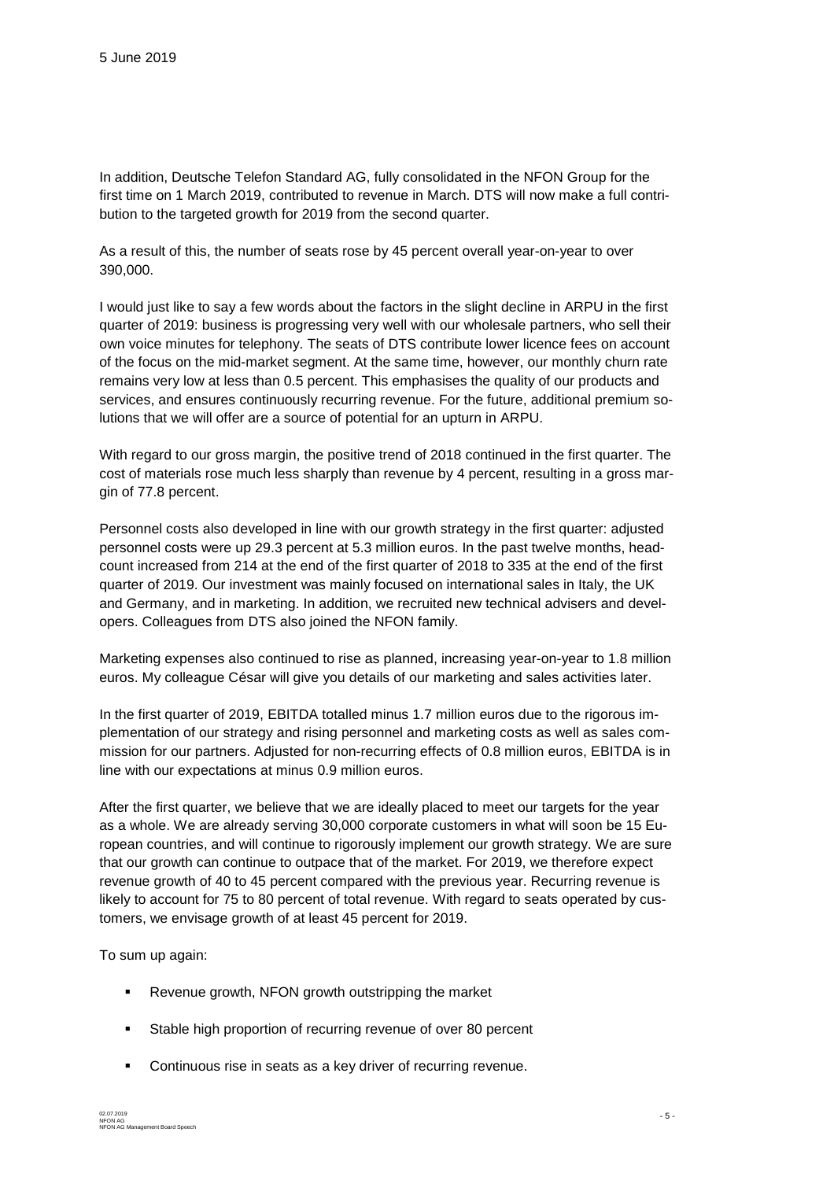5 June 2019

In addition, Deutsche Telefon Standard AG, fully consolidated in the NFON Group for the first time on 1 March 2019, contributed to revenue in March. DTS will now make a full contribution to the targeted growth for 2019 from the second quarter.

As a result of this, the number of seats rose by 45 percent overall year-on-year to over 390,000.

I would just like to say a few words about the factors in the slight decline in ARPU in the first quarter of 2019: business is progressing very well with our wholesale partners, who sell their own voice minutes for telephony. The seats of DTS contribute lower licence fees on account of the focus on the mid-market segment. At the same time, however, our monthly churn rate remains very low at less than 0.5 percent. This emphasises the quality of our products and services, and ensures continuously recurring revenue. For the future, additional premium solutions that we will offer are a source of potential for an upturn in ARPU.

With regard to our gross margin, the positive trend of 2018 continued in the first quarter. The cost of materials rose much less sharply than revenue by 4 percent, resulting in a gross margin of 77.8 percent.

Personnel costs also developed in line with our growth strategy in the first quarter: adjusted personnel costs were up 29.3 percent at 5.3 million euros. In the past twelve months, headcount increased from 214 at the end of the first quarter of 2018 to 335 at the end of the first quarter of 2019. Our investment was mainly focused on international sales in Italy, the UK and Germany, and in marketing. In addition, we recruited new technical advisers and developers. Colleagues from DTS also joined the NFON family.

Marketing expenses also continued to rise as planned, increasing year-on-year to 1.8 million euros. My colleague César will give you details of our marketing and sales activities later.

In the first quarter of 2019, EBITDA totalled minus 1.7 million euros due to the rigorous implementation of our strategy and rising personnel and marketing costs as well as sales commission for our partners. Adjusted for non-recurring effects of 0.8 million euros, EBITDA is in line with our expectations at minus 0.9 million euros.

After the first quarter, we believe that we are ideally placed to meet our targets for the year as a whole. We are already serving 30,000 corporate customers in what will soon be 15 European countries, and will continue to rigorously implement our growth strategy. We are sure that our growth can continue to outpace that of the market. For 2019, we therefore expect revenue growth of 40 to 45 percent compared with the previous year. Recurring revenue is likely to account for 75 to 80 percent of total revenue. With regard to seats operated by customers, we envisage growth of at least 45 percent for 2019.

To sum up again:

- Revenue growth, NFON growth outstripping the market
- Stable high proportion of recurring revenue of over 80 percent
- Continuous rise in seats as a key driver of recurring revenue.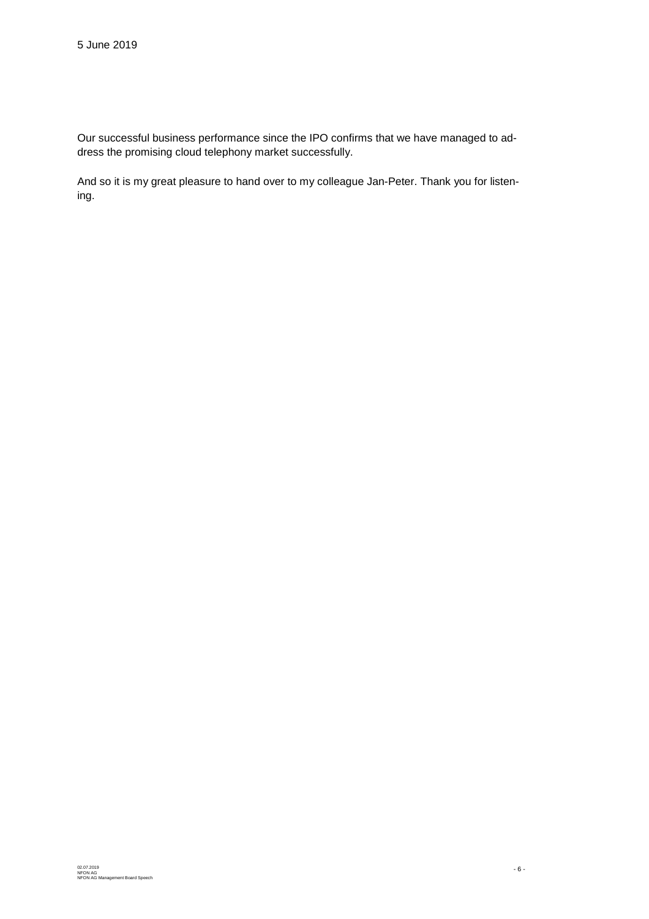Our successful business performance since the IPO confirms that we have managed to address the promising cloud telephony market successfully.

And so it is my great pleasure to hand over to my colleague Jan-Peter. Thank you for listening.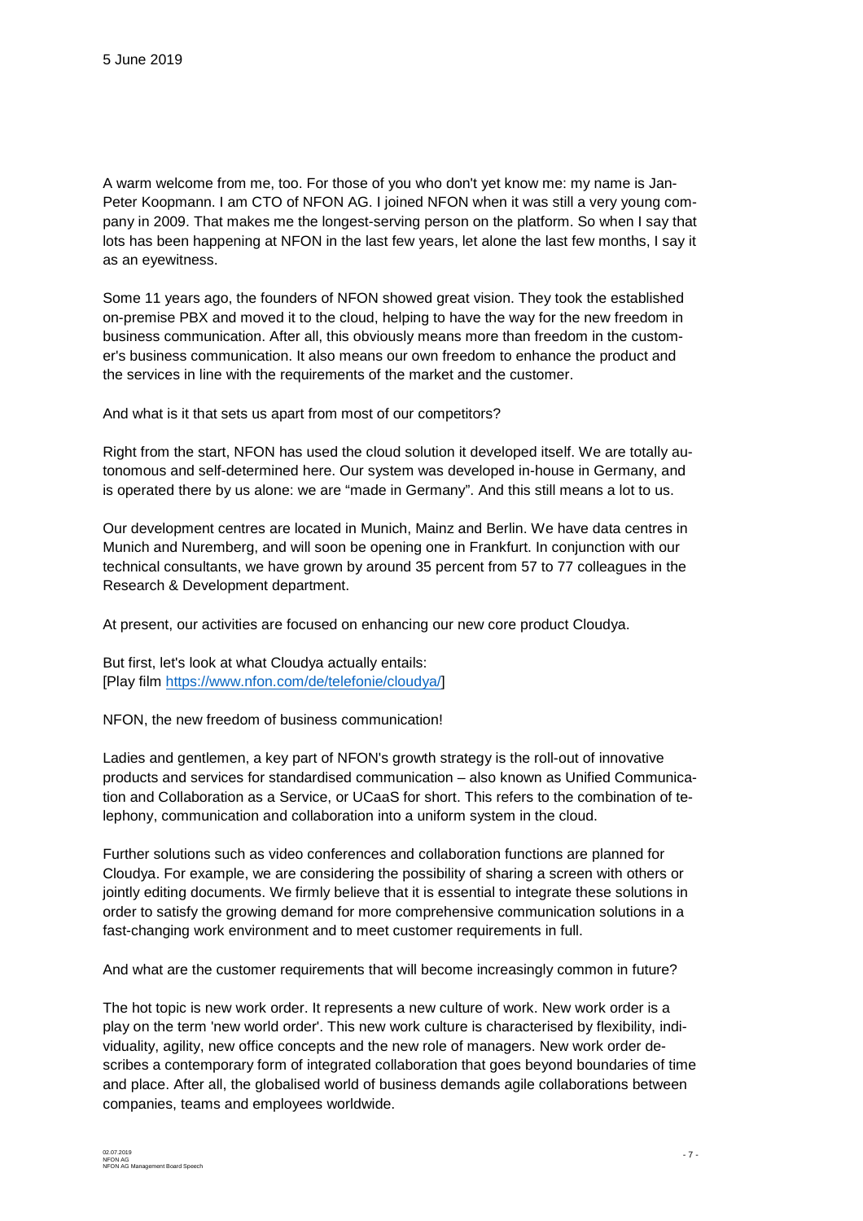5 June 2019

A warm welcome from me, too. For those of you who don't yet know me: my name is Jan-Peter Koopmann. I am CTO of NFON AG. I joined NFON when it was still a very young company in 2009. That makes me the longest-serving person on the platform. So when I say that lots has been happening at NFON in the last few years, let alone the last few months, I say it as an eyewitness.

Some 11 years ago, the founders of NFON showed great vision. They took the established on-premise PBX and moved it to the cloud, helping to have the way for the new freedom in business communication. After all, this obviously means more than freedom in the customer's business communication. It also means our own freedom to enhance the product and the services in line with the requirements of the market and the customer.

And what is it that sets us apart from most of our competitors?

Right from the start, NFON has used the cloud solution it developed itself. We are totally autonomous and self-determined here. Our system was developed in-house in Germany, and is operated there by us alone: we are "made in Germany". And this still means a lot to us.

Our development centres are located in Munich, Mainz and Berlin. We have data centres in Munich and Nuremberg, and will soon be opening one in Frankfurt. In conjunction with our technical consultants, we have grown by around 35 percent from 57 to 77 colleagues in the Research & Development department.

At present, our activities are focused on enhancing our new core product Cloudya.

But first, let's look at what Cloudya actually entails:
[Play film https://www.nfon.com/de/telefonie/cloudya/]

NFON, the new freedom of business communication!

Ladies and gentlemen, a key part of NFON's growth strategy is the roll-out of innovative products and services for standardised communication – also known as Unified Communication and Collaboration as a Service, or UCaaS for short. This refers to the combination of telephony, communication and collaboration into a uniform system in the cloud.

Further solutions such as video conferences and collaboration functions are planned for Cloudya. For example, we are considering the possibility of sharing a screen with others or jointly editing documents. We firmly believe that it is essential to integrate these solutions in order to satisfy the growing demand for more comprehensive communication solutions in a fast-changing work environment and to meet customer requirements in full.

And what are the customer requirements that will become increasingly common in future?

The hot topic is new work order. It represents a new culture of work. New work order is a play on the term 'new world order'. This new work culture is characterised by flexibility, individuality, agility, new office concepts and the new role of managers. New work order describes a contemporary form of integrated collaboration that goes beyond boundaries of time and place. After all, the globalised world of business demands agile collaborations between companies, teams and employees worldwide.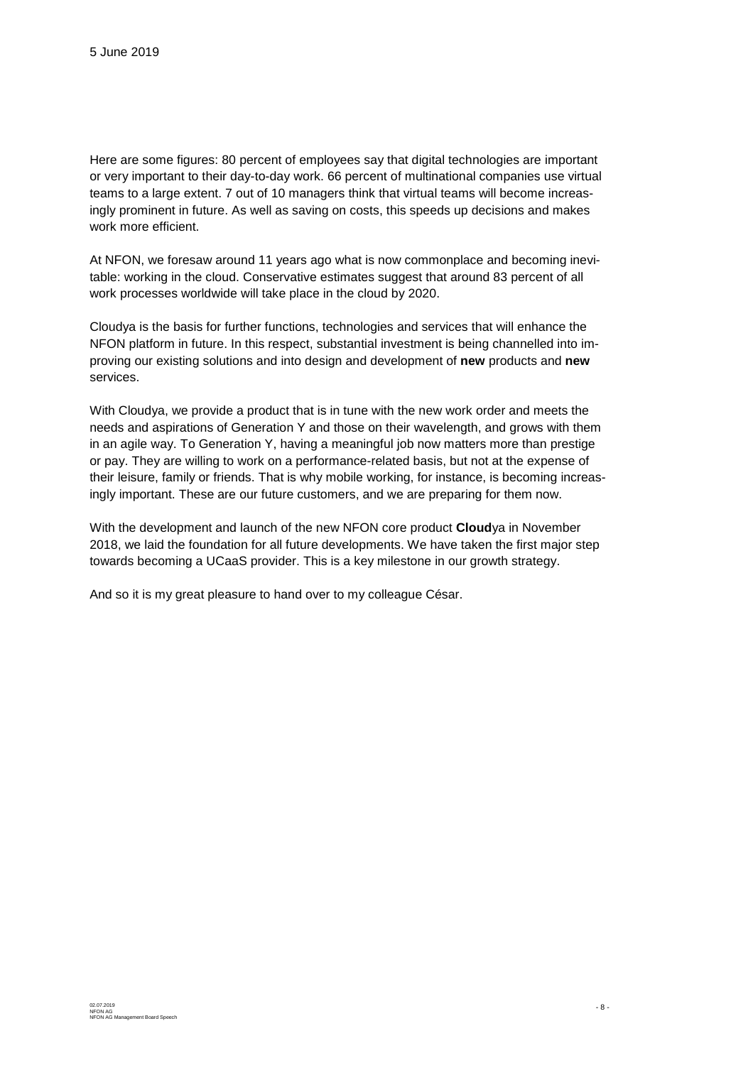Here are some figures: 80 percent of employees say that digital technologies are important or very important to their day-to-day work. 66 percent of multinational companies use virtual teams to a large extent. 7 out of 10 managers think that virtual teams will become increasingly prominent in future. As well as saving on costs, this speeds up decisions and makes work more efficient.

At NFON, we foresaw around 11 years ago what is now commonplace and becoming inevitable: working in the cloud. Conservative estimates suggest that around 83 percent of all work processes worldwide will take place in the cloud by 2020.

Cloudya is the basis for further functions, technologies and services that will enhance the NFON platform in future. In this respect, substantial investment is being channelled into improving our existing solutions and into design and development of **new** products and **new** services.

With Cloudya, we provide a product that is in tune with the new work order and meets the needs and aspirations of Generation Y and those on their wavelength, and grows with them in an agile way. To Generation Y, having a meaningful job now matters more than prestige or pay. They are willing to work on a performance-related basis, but not at the expense of their leisure, family or friends. That is why mobile working, for instance, is becoming increasingly important. These are our future customers, and we are preparing for them now.

With the development and launch of the new NFON core product **Cloud**ya in November 2018, we laid the foundation for all future developments. We have taken the first major step towards becoming a UCaaS provider. This is a key milestone in our growth strategy.

And so it is my great pleasure to hand over to my colleague César.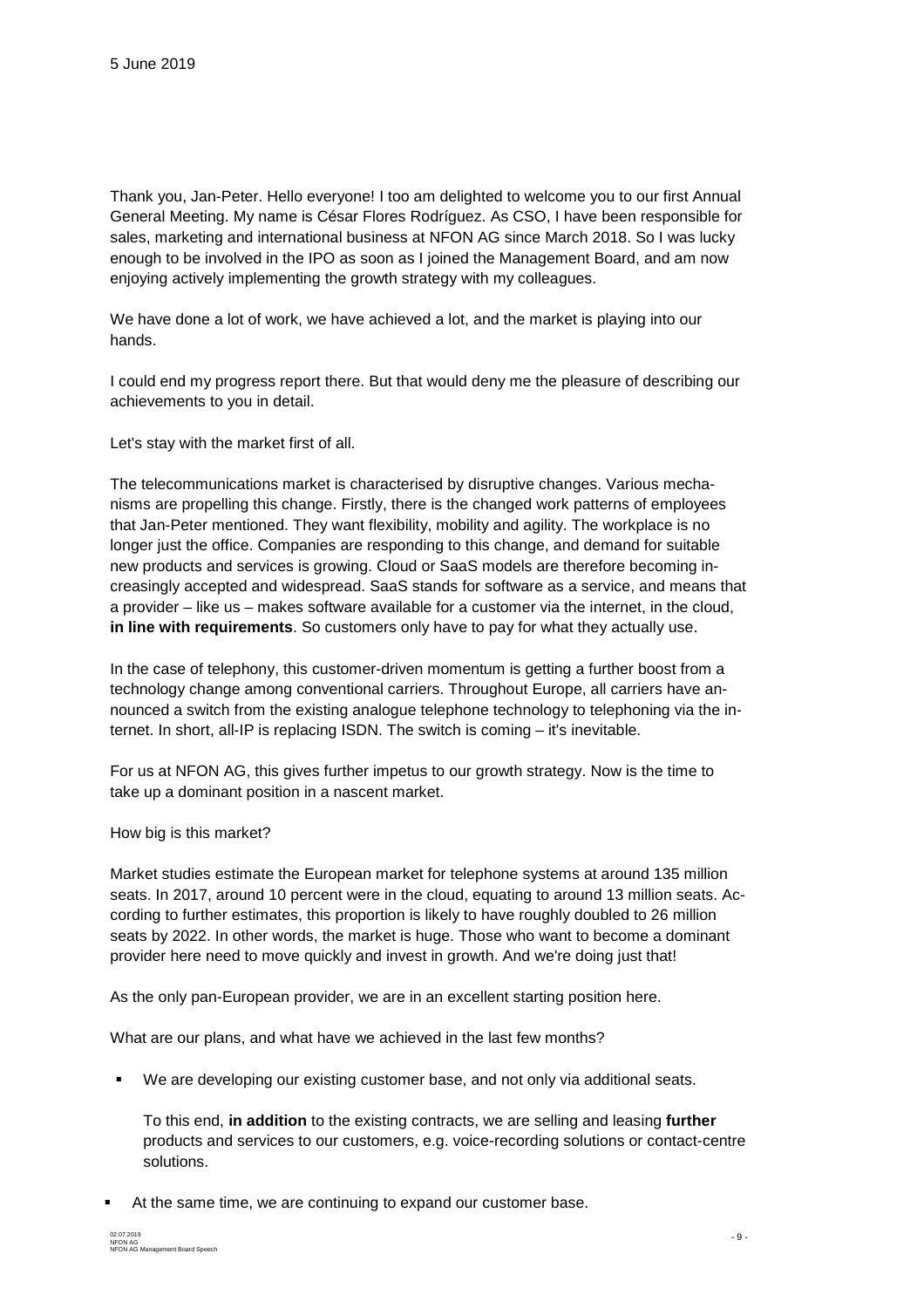5 June 2019

Thank you, Jan-Peter. Hello everyone! I too am delighted to welcome you to our first Annual General Meeting. My name is César Flores Rodríguez. As CSO, I have been responsible for sales, marketing and international business at NFON AG since March 2018. So I was lucky enough to be involved in the IPO as soon as I joined the Management Board, and am now enjoying actively implementing the growth strategy with my colleagues.

We have done a lot of work, we have achieved a lot, and the market is playing into our hands.

I could end my progress report there. But that would deny me the pleasure of describing our achievements to you in detail.

Let's stay with the market first of all.

The telecommunications market is characterised by disruptive changes. Various mechanisms are propelling this change. Firstly, there is the changed work patterns of employees that Jan-Peter mentioned. They want flexibility, mobility and agility. The workplace is no longer just the office. Companies are responding to this change, and demand for suitable new products and services is growing. Cloud or SaaS models are therefore becoming increasingly accepted and widespread. SaaS stands for software as a service, and means that a provider – like us – makes software available for a customer via the internet, in the cloud, **in line with requirements**. So customers only have to pay for what they actually use.

In the case of telephony, this customer-driven momentum is getting a further boost from a technology change among conventional carriers. Throughout Europe, all carriers have announced a switch from the existing analogue telephone technology to telephoning via the internet. In short, all-IP is replacing ISDN. The switch is coming – it's inevitable.

For us at NFON AG, this gives further impetus to our growth strategy. Now is the time to take up a dominant position in a nascent market.

How big is this market?

Market studies estimate the European market for telephone systems at around 135 million seats. In 2017, around 10 percent were in the cloud, equating to around 13 million seats. According to further estimates, this proportion is likely to have roughly doubled to 26 million seats by 2022. In other words, the market is huge. Those who want to become a dominant provider here need to move quickly and invest in growth. And we're doing just that!

As the only pan-European provider, we are in an excellent starting position here.

What are our plans, and what have we achieved in the last few months?

- We are developing our existing customer base, and not only via additional seats.

  To this end, **in addition** to the existing contracts, we are selling and leasing **further** products and services to our customers, e.g. voice-recording solutions or contact-centre solutions.

- At the same time, we are continuing to expand our customer base.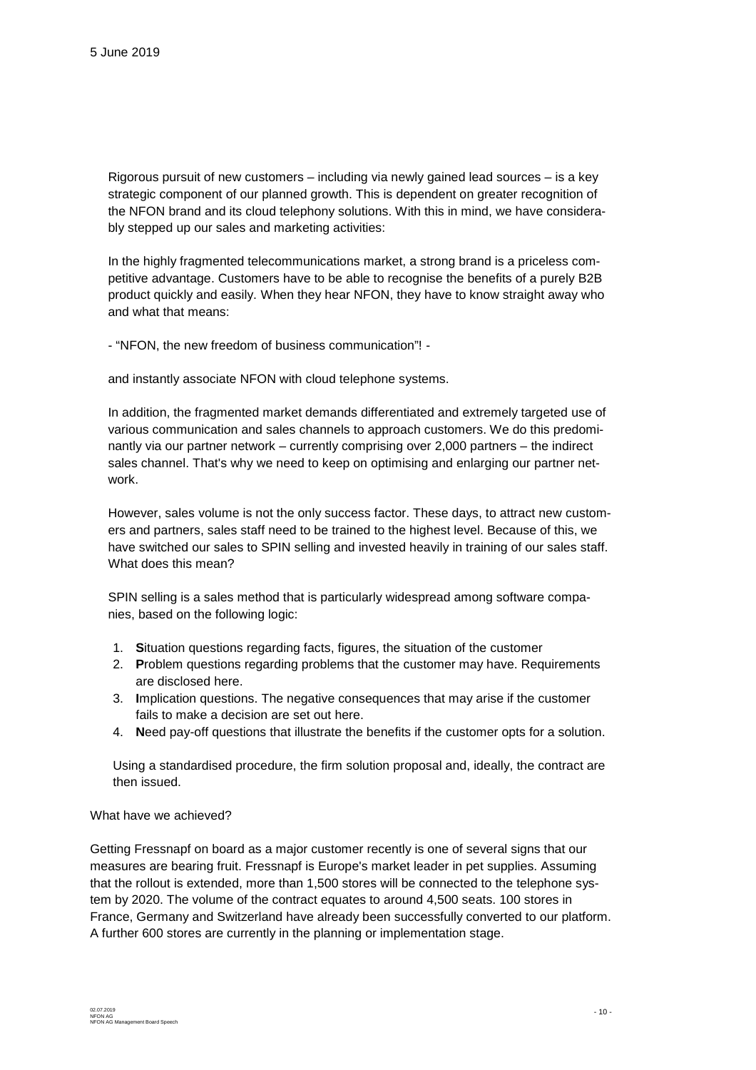Rigorous pursuit of new customers – including via newly gained lead sources – is a key strategic component of our planned growth. This is dependent on greater recognition of the NFON brand and its cloud telephony solutions. With this in mind, we have considerably stepped up our sales and marketing activities:

In the highly fragmented telecommunications market, a strong brand is a priceless competitive advantage. Customers have to be able to recognise the benefits of a purely B2B product quickly and easily. When they hear NFON, they have to know straight away who and what that means:

- "NFON, the new freedom of business communication"! -

and instantly associate NFON with cloud telephone systems.

In addition, the fragmented market demands differentiated and extremely targeted use of various communication and sales channels to approach customers. We do this predominantly via our partner network – currently comprising over 2,000 partners – the indirect sales channel. That's why we need to keep on optimising and enlarging our partner network.

However, sales volume is not the only success factor. These days, to attract new customers and partners, sales staff need to be trained to the highest level. Because of this, we have switched our sales to SPIN selling and invested heavily in training of our sales staff. What does this mean?

SPIN selling is a sales method that is particularly widespread among software companies, based on the following logic:

1. **S**ituation questions regarding facts, figures, the situation of the customer
2. **P**roblem questions regarding problems that the customer may have. Requirements are disclosed here.
3. **I**mplication questions. The negative consequences that may arise if the customer fails to make a decision are set out here.
4. **N**eed pay-off questions that illustrate the benefits if the customer opts for a solution.

Using a standardised procedure, the firm solution proposal and, ideally, the contract are then issued.

What have we achieved?

Getting Fressnapf on board as a major customer recently is one of several signs that our measures are bearing fruit. Fressnapf is Europe's market leader in pet supplies. Assuming that the rollout is extended, more than 1,500 stores will be connected to the telephone system by 2020. The volume of the contract equates to around 4,500 seats. 100 stores in France, Germany and Switzerland have already been successfully converted to our platform. A further 600 stores are currently in the planning or implementation stage.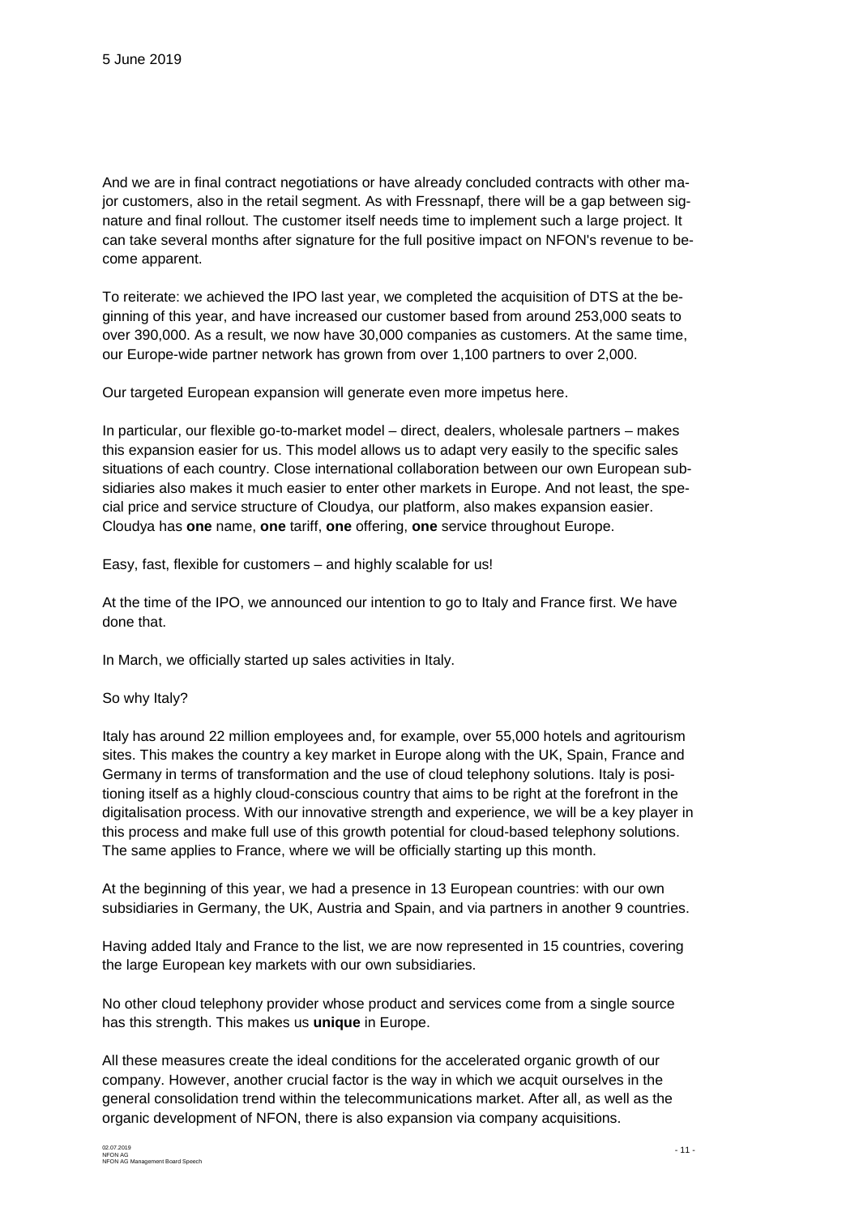And we are in final contract negotiations or have already concluded contracts with other major customers, also in the retail segment. As with Fressnapf, there will be a gap between signature and final rollout. The customer itself needs time to implement such a large project. It can take several months after signature for the full positive impact on NFON's revenue to become apparent.

To reiterate: we achieved the IPO last year, we completed the acquisition of DTS at the beginning of this year, and have increased our customer based from around 253,000 seats to over 390,000. As a result, we now have 30,000 companies as customers. At the same time, our Europe-wide partner network has grown from over 1,100 partners to over 2,000.

Our targeted European expansion will generate even more impetus here.

In particular, our flexible go-to-market model – direct, dealers, wholesale partners – makes this expansion easier for us. This model allows us to adapt very easily to the specific sales situations of each country. Close international collaboration between our own European subsidiaries also makes it much easier to enter other markets in Europe. And not least, the special price and service structure of Cloudya, our platform, also makes expansion easier. Cloudya has **one** name, **one** tariff, **one** offering, **one** service throughout Europe.

Easy, fast, flexible for customers – and highly scalable for us!

At the time of the IPO, we announced our intention to go to Italy and France first. We have done that.

In March, we officially started up sales activities in Italy.

So why Italy?

Italy has around 22 million employees and, for example, over 55,000 hotels and agritourism sites. This makes the country a key market in Europe along with the UK, Spain, France and Germany in terms of transformation and the use of cloud telephony solutions. Italy is positioning itself as a highly cloud-conscious country that aims to be right at the forefront in the digitalisation process. With our innovative strength and experience, we will be a key player in this process and make full use of this growth potential for cloud-based telephony solutions. The same applies to France, where we will be officially starting up this month.

At the beginning of this year, we had a presence in 13 European countries: with our own subsidiaries in Germany, the UK, Austria and Spain, and via partners in another 9 countries.

Having added Italy and France to the list, we are now represented in 15 countries, covering the large European key markets with our own subsidiaries.

No other cloud telephony provider whose product and services come from a single source has this strength. This makes us **unique** in Europe.

All these measures create the ideal conditions for the accelerated organic growth of our company. However, another crucial factor is the way in which we acquit ourselves in the general consolidation trend within the telecommunications market. After all, as well as the organic development of NFON, there is also expansion via company acquisitions.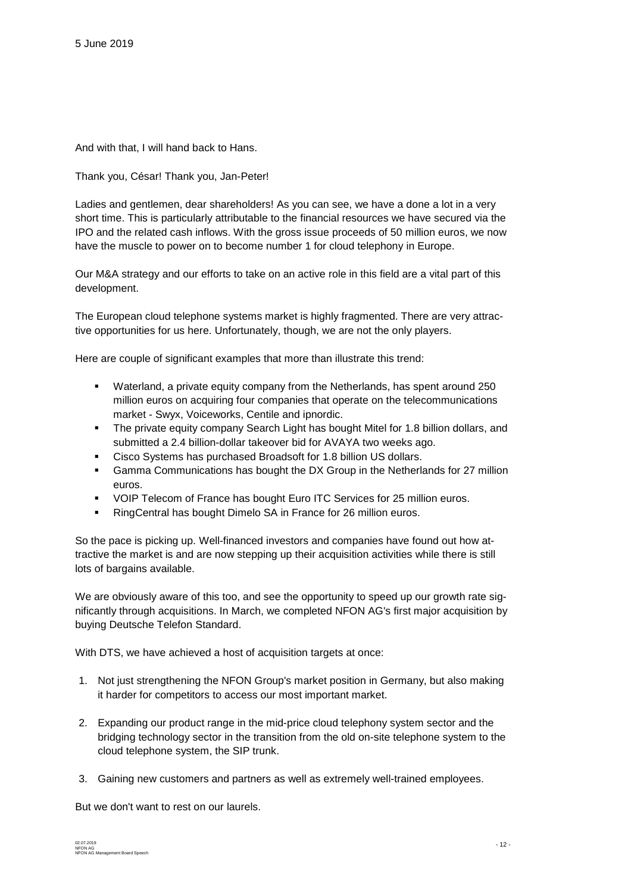And with that, I will hand back to Hans.

Thank you, César! Thank you, Jan-Peter!

Ladies and gentlemen, dear shareholders! As you can see, we have a done a lot in a very short time. This is particularly attributable to the financial resources we have secured via the IPO and the related cash inflows. With the gross issue proceeds of 50 million euros, we now have the muscle to power on to become number 1 for cloud telephony in Europe.

Our M&A strategy and our efforts to take on an active role in this field are a vital part of this development.

The European cloud telephone systems market is highly fragmented. There are very attractive opportunities for us here. Unfortunately, though, we are not the only players.

Here are couple of significant examples that more than illustrate this trend:

- Waterland, a private equity company from the Netherlands, has spent around 250 million euros on acquiring four companies that operate on the telecommunications market - Swyx, Voiceworks, Centile and ipnordic.
- The private equity company Search Light has bought Mitel for 1.8 billion dollars, and submitted a 2.4 billion-dollar takeover bid for AVAYA two weeks ago.
- Cisco Systems has purchased Broadsoft for 1.8 billion US dollars.
- Gamma Communications has bought the DX Group in the Netherlands for 27 million euros.
- VOIP Telecom of France has bought Euro ITC Services for 25 million euros.
- RingCentral has bought Dimelo SA in France for 26 million euros.

So the pace is picking up. Well-financed investors and companies have found out how attractive the market is and are now stepping up their acquisition activities while there is still lots of bargains available.

We are obviously aware of this too, and see the opportunity to speed up our growth rate significantly through acquisitions. In March, we completed NFON AG's first major acquisition by buying Deutsche Telefon Standard.

With DTS, we have achieved a host of acquisition targets at once:

1. Not just strengthening the NFON Group's market position in Germany, but also making it harder for competitors to access our most important market.

2. Expanding our product range in the mid-price cloud telephony system sector and the bridging technology sector in the transition from the old on-site telephone system to the cloud telephone system, the SIP trunk.

3. Gaining new customers and partners as well as extremely well-trained employees.

But we don't want to rest on our laurels.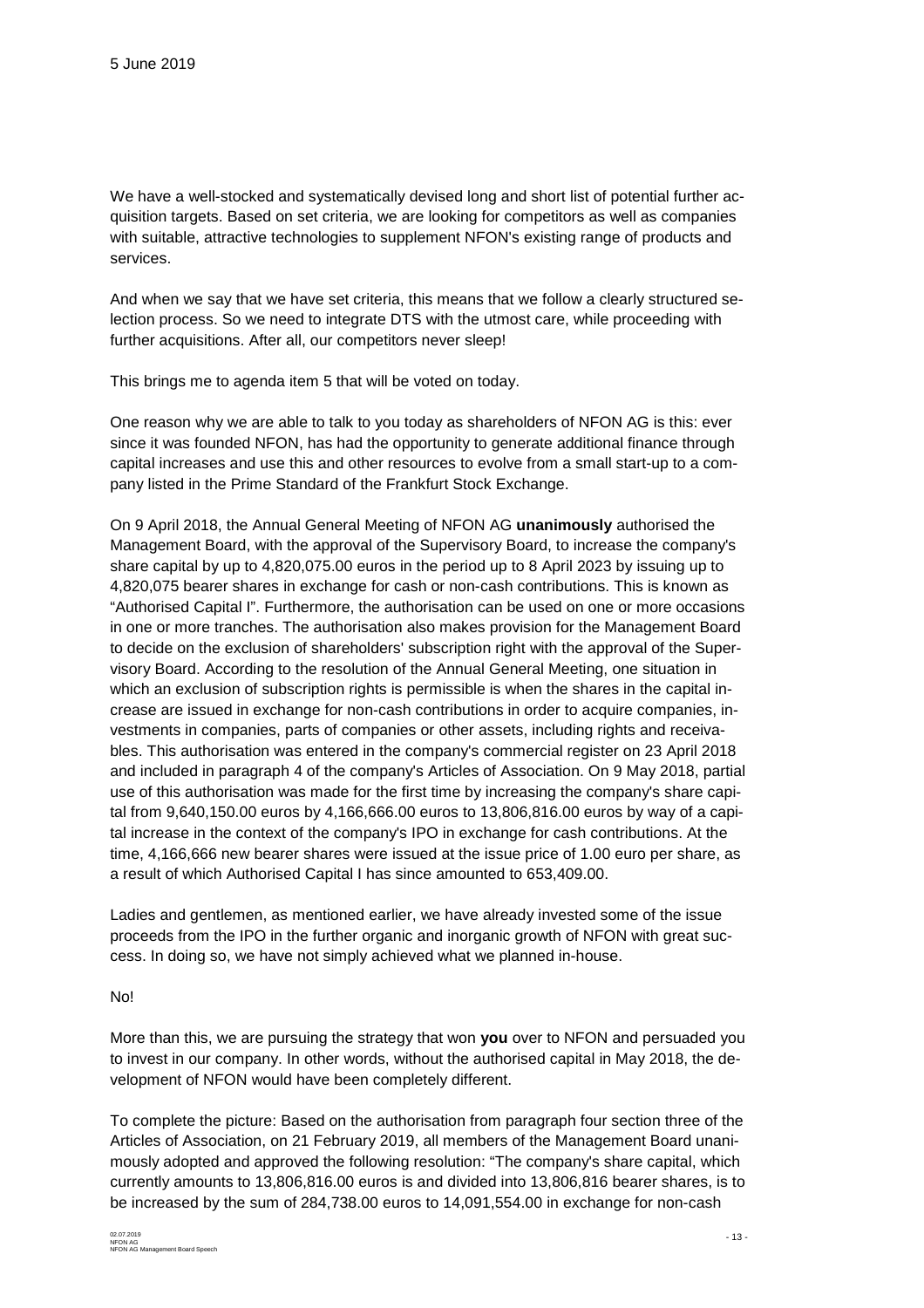5 June 2019

We have a well-stocked and systematically devised long and short list of potential further acquisition targets. Based on set criteria, we are looking for competitors as well as companies with suitable, attractive technologies to supplement NFON's existing range of products and services.

And when we say that we have set criteria, this means that we follow a clearly structured selection process. So we need to integrate DTS with the utmost care, while proceeding with further acquisitions. After all, our competitors never sleep!

This brings me to agenda item 5 that will be voted on today.

One reason why we are able to talk to you today as shareholders of NFON AG is this: ever since it was founded NFON, has had the opportunity to generate additional finance through capital increases and use this and other resources to evolve from a small start-up to a company listed in the Prime Standard of the Frankfurt Stock Exchange.

On 9 April 2018, the Annual General Meeting of NFON AG **unanimously** authorised the Management Board, with the approval of the Supervisory Board, to increase the company's share capital by up to 4,820,075.00 euros in the period up to 8 April 2023 by issuing up to 4,820,075 bearer shares in exchange for cash or non-cash contributions. This is known as "Authorised Capital I". Furthermore, the authorisation can be used on one or more occasions in one or more tranches. The authorisation also makes provision for the Management Board to decide on the exclusion of shareholders' subscription right with the approval of the Supervisory Board. According to the resolution of the Annual General Meeting, one situation in which an exclusion of subscription rights is permissible is when the shares in the capital increase are issued in exchange for non-cash contributions in order to acquire companies, investments in companies, parts of companies or other assets, including rights and receivables. This authorisation was entered in the company's commercial register on 23 April 2018 and included in paragraph 4 of the company's Articles of Association. On 9 May 2018, partial use of this authorisation was made for the first time by increasing the company's share capital from 9,640,150.00 euros by 4,166,666.00 euros to 13,806,816.00 euros by way of a capital increase in the context of the company's IPO in exchange for cash contributions. At the time, 4,166,666 new bearer shares were issued at the issue price of 1.00 euro per share, as a result of which Authorised Capital I has since amounted to 653,409.00.

Ladies and gentlemen, as mentioned earlier, we have already invested some of the issue proceeds from the IPO in the further organic and inorganic growth of NFON with great success. In doing so, we have not simply achieved what we planned in-house.

No!

More than this, we are pursuing the strategy that won **you** over to NFON and persuaded you to invest in our company. In other words, without the authorised capital in May 2018, the development of NFON would have been completely different.

To complete the picture: Based on the authorisation from paragraph four section three of the Articles of Association, on 21 February 2019, all members of the Management Board unanimously adopted and approved the following resolution: "The company's share capital, which currently amounts to 13,806,816.00 euros is and divided into 13,806,816 bearer shares, is to be increased by the sum of 284,738.00 euros to 14,091,554.00 in exchange for non-cash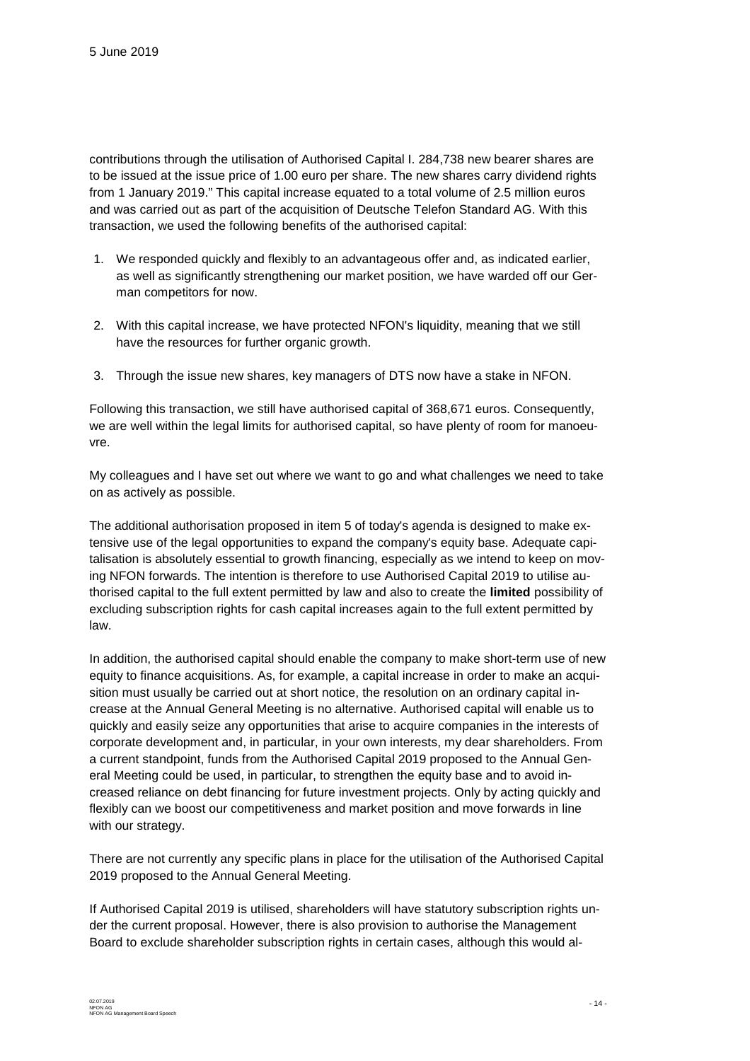contributions through the utilisation of Authorised Capital I. 284,738 new bearer shares are to be issued at the issue price of 1.00 euro per share. The new shares carry dividend rights from 1 January 2019." This capital increase equated to a total volume of 2.5 million euros and was carried out as part of the acquisition of Deutsche Telefon Standard AG. With this transaction, we used the following benefits of the authorised capital:

1. We responded quickly and flexibly to an advantageous offer and, as indicated earlier, as well as significantly strengthening our market position, we have warded off our German competitors for now.

2. With this capital increase, we have protected NFON's liquidity, meaning that we still have the resources for further organic growth.

3. Through the issue new shares, key managers of DTS now have a stake in NFON.

Following this transaction, we still have authorised capital of 368,671 euros. Consequently, we are well within the legal limits for authorised capital, so have plenty of room for manoeuvre.

My colleagues and I have set out where we want to go and what challenges we need to take on as actively as possible.

The additional authorisation proposed in item 5 of today's agenda is designed to make extensive use of the legal opportunities to expand the company's equity base. Adequate capitalisation is absolutely essential to growth financing, especially as we intend to keep on moving NFON forwards. The intention is therefore to use Authorised Capital 2019 to utilise authorised capital to the full extent permitted by law and also to create the **limited** possibility of excluding subscription rights for cash capital increases again to the full extent permitted by law.

In addition, the authorised capital should enable the company to make short-term use of new equity to finance acquisitions. As, for example, a capital increase in order to make an acquisition must usually be carried out at short notice, the resolution on an ordinary capital increase at the Annual General Meeting is no alternative. Authorised capital will enable us to quickly and easily seize any opportunities that arise to acquire companies in the interests of corporate development and, in particular, in your own interests, my dear shareholders. From a current standpoint, funds from the Authorised Capital 2019 proposed to the Annual General Meeting could be used, in particular, to strengthen the equity base and to avoid increased reliance on debt financing for future investment projects. Only by acting quickly and flexibly can we boost our competitiveness and market position and move forwards in line with our strategy.

There are not currently any specific plans in place for the utilisation of the Authorised Capital 2019 proposed to the Annual General Meeting.

If Authorised Capital 2019 is utilised, shareholders will have statutory subscription rights under the current proposal. However, there is also provision to authorise the Management Board to exclude shareholder subscription rights in certain cases, although this would al-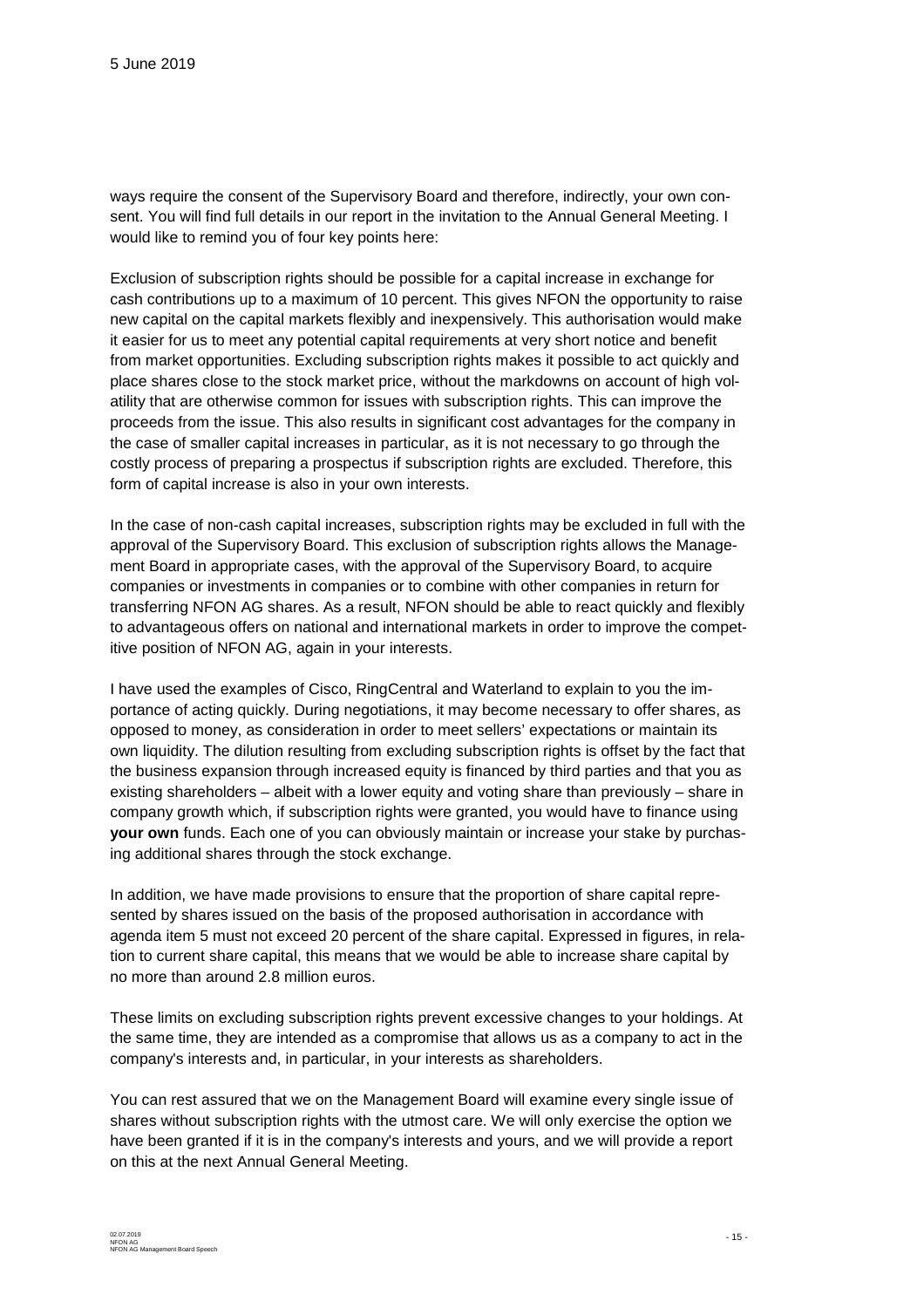ways require the consent of the Supervisory Board and therefore, indirectly, your own consent. You will find full details in our report in the invitation to the Annual General Meeting. I would like to remind you of four key points here:

Exclusion of subscription rights should be possible for a capital increase in exchange for cash contributions up to a maximum of 10 percent. This gives NFON the opportunity to raise new capital on the capital markets flexibly and inexpensively. This authorisation would make it easier for us to meet any potential capital requirements at very short notice and benefit from market opportunities. Excluding subscription rights makes it possible to act quickly and place shares close to the stock market price, without the markdowns on account of high volatility that are otherwise common for issues with subscription rights. This can improve the proceeds from the issue. This also results in significant cost advantages for the company in the case of smaller capital increases in particular, as it is not necessary to go through the costly process of preparing a prospectus if subscription rights are excluded. Therefore, this form of capital increase is also in your own interests.

In the case of non-cash capital increases, subscription rights may be excluded in full with the approval of the Supervisory Board. This exclusion of subscription rights allows the Management Board in appropriate cases, with the approval of the Supervisory Board, to acquire companies or investments in companies or to combine with other companies in return for transferring NFON AG shares. As a result, NFON should be able to react quickly and flexibly to advantageous offers on national and international markets in order to improve the competitive position of NFON AG, again in your interests.

I have used the examples of Cisco, RingCentral and Waterland to explain to you the importance of acting quickly. During negotiations, it may become necessary to offer shares, as opposed to money, as consideration in order to meet sellers' expectations or maintain its own liquidity. The dilution resulting from excluding subscription rights is offset by the fact that the business expansion through increased equity is financed by third parties and that you as existing shareholders – albeit with a lower equity and voting share than previously – share in company growth which, if subscription rights were granted, you would have to finance using **your own** funds. Each one of you can obviously maintain or increase your stake by purchasing additional shares through the stock exchange.

In addition, we have made provisions to ensure that the proportion of share capital represented by shares issued on the basis of the proposed authorisation in accordance with agenda item 5 must not exceed 20 percent of the share capital. Expressed in figures, in relation to current share capital, this means that we would be able to increase share capital by no more than around 2.8 million euros.

These limits on excluding subscription rights prevent excessive changes to your holdings. At the same time, they are intended as a compromise that allows us as a company to act in the company's interests and, in particular, in your interests as shareholders.

You can rest assured that we on the Management Board will examine every single issue of shares without subscription rights with the utmost care. We will only exercise the option we have been granted if it is in the company's interests and yours, and we will provide a report on this at the next Annual General Meeting.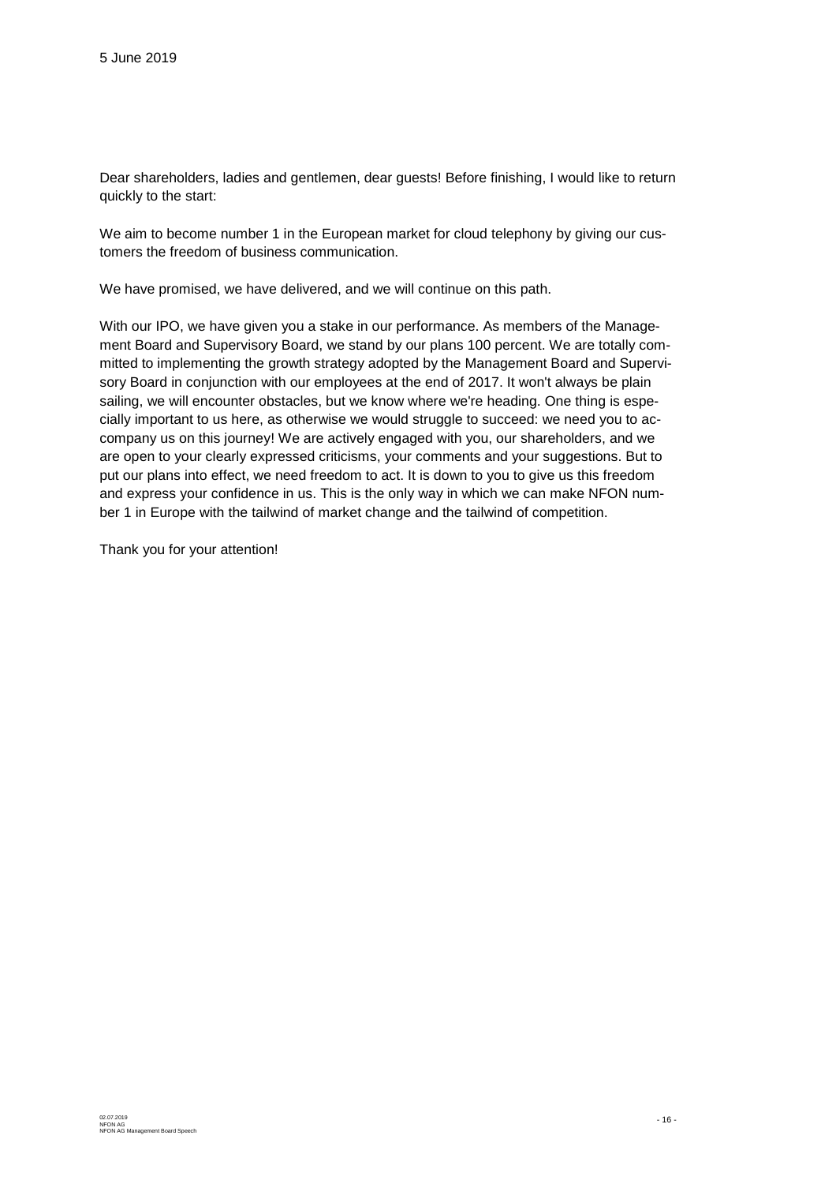5 June 2019

Dear shareholders, ladies and gentlemen, dear guests! Before finishing, I would like to return quickly to the start:

We aim to become number 1 in the European market for cloud telephony by giving our customers the freedom of business communication.

We have promised, we have delivered, and we will continue on this path.

With our IPO, we have given you a stake in our performance. As members of the Management Board and Supervisory Board, we stand by our plans 100 percent. We are totally committed to implementing the growth strategy adopted by the Management Board and Supervisory Board in conjunction with our employees at the end of 2017. It won't always be plain sailing, we will encounter obstacles, but we know where we're heading. One thing is especially important to us here, as otherwise we would struggle to succeed: we need you to accompany us on this journey! We are actively engaged with you, our shareholders, and we are open to your clearly expressed criticisms, your comments and your suggestions. But to put our plans into effect, we need freedom to act. It is down to you to give us this freedom and express your confidence in us. This is the only way in which we can make NFON number 1 in Europe with the tailwind of market change and the tailwind of competition.

Thank you for your attention!